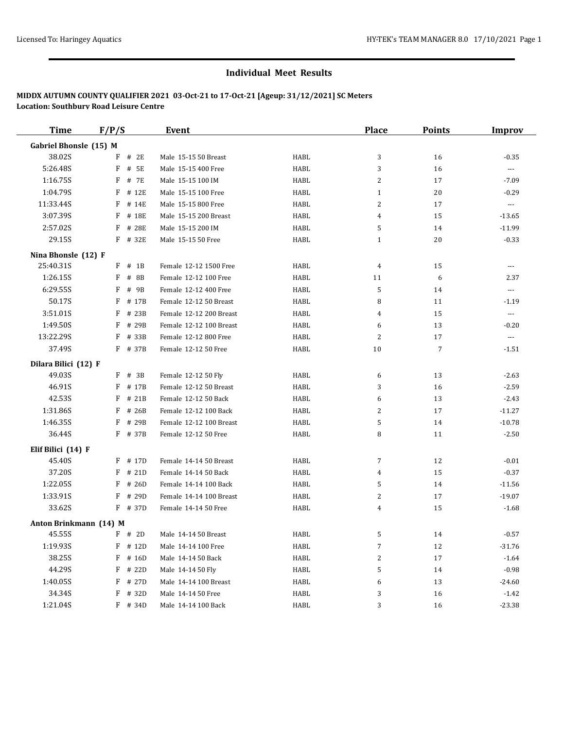## Individual Meet Results

**MIDDX AUTUMN COUNTY QUALIFIER 2021 03-Oct-21 to 17-Oct-21 [Ageup: 31/12/2021] SC Meters**
**Location: Southbury Road Leisure Centre**

| Time | F/P/S | Event | | Place | Points | Improv |
|---|---|---|---|---|---|---|
| **Gabriel Bhonsle (15) M** | | | | | | |
| 38.02S | F # 2E | Male 15-15 50 Breast | HABL | 3 | 16 | -0.35 |
| 5:26.48S | F # 5E | Male 15-15 400 Free | HABL | 3 | 16 | --- |
| 1:16.75S | F # 7E | Male 15-15 100 IM | HABL | 2 | 17 | -7.09 |
| 1:04.79S | F # 12E | Male 15-15 100 Free | HABL | 1 | 20 | -0.29 |
| 11:33.44S | F # 14E | Male 15-15 800 Free | HABL | 2 | 17 | --- |
| 3:07.39S | F # 18E | Male 15-15 200 Breast | HABL | 4 | 15 | -13.65 |
| 2:57.02S | F # 28E | Male 15-15 200 IM | HABL | 5 | 14 | -11.99 |
| 29.15S | F # 32E | Male 15-15 50 Free | HABL | 1 | 20 | -0.33 |
| **Nina Bhonsle (12) F** | | | | | | |
| 25:40.31S | F # 1B | Female 12-12 1500 Free | HABL | 4 | 15 | --- |
| 1:26.15S | F # 8B | Female 12-12 100 Free | HABL | 11 | 6 | 2.37 |
| 6:29.55S | F # 9B | Female 12-12 400 Free | HABL | 5 | 14 | --- |
| 50.17S | F # 17B | Female 12-12 50 Breast | HABL | 8 | 11 | -1.19 |
| 3:51.01S | F # 23B | Female 12-12 200 Breast | HABL | 4 | 15 | --- |
| 1:49.50S | F # 29B | Female 12-12 100 Breast | HABL | 6 | 13 | -0.20 |
| 13:22.29S | F # 33B | Female 12-12 800 Free | HABL | 2 | 17 | --- |
| 37.49S | F # 37B | Female 12-12 50 Free | HABL | 10 | 7 | -1.51 |
| **Dilara Bilici (12) F** | | | | | | |
| 49.03S | F # 3B | Female 12-12 50 Fly | HABL | 6 | 13 | -2.63 |
| 46.91S | F # 17B | Female 12-12 50 Breast | HABL | 3 | 16 | -2.59 |
| 42.53S | F # 21B | Female 12-12 50 Back | HABL | 6 | 13 | -2.43 |
| 1:31.86S | F # 26B | Female 12-12 100 Back | HABL | 2 | 17 | -11.27 |
| 1:46.35S | F # 29B | Female 12-12 100 Breast | HABL | 5 | 14 | -10.78 |
| 36.44S | F # 37B | Female 12-12 50 Free | HABL | 8 | 11 | -2.50 |
| **Elif Bilici (14) F** | | | | | | |
| 45.40S | F # 17D | Female 14-14 50 Breast | HABL | 7 | 12 | -0.01 |
| 37.20S | F # 21D | Female 14-14 50 Back | HABL | 4 | 15 | -0.37 |
| 1:22.05S | F # 26D | Female 14-14 100 Back | HABL | 5 | 14 | -11.56 |
| 1:33.91S | F # 29D | Female 14-14 100 Breast | HABL | 2 | 17 | -19.07 |
| 33.62S | F # 37D | Female 14-14 50 Free | HABL | 4 | 15 | -1.68 |
| **Anton Brinkmann (14) M** | | | | | | |
| 45.55S | F # 2D | Male 14-14 50 Breast | HABL | 5 | 14 | -0.57 |
| 1:19.93S | F # 12D | Male 14-14 100 Free | HABL | 7 | 12 | -31.76 |
| 38.25S | F # 16D | Male 14-14 50 Back | HABL | 2 | 17 | -1.64 |
| 44.29S | F # 22D | Male 14-14 50 Fly | HABL | 5 | 14 | -0.98 |
| 1:40.05S | F # 27D | Male 14-14 100 Breast | HABL | 6 | 13 | -24.60 |
| 34.34S | F # 32D | Male 14-14 50 Free | HABL | 3 | 16 | -1.42 |
| 1:21.04S | F # 34D | Male 14-14 100 Back | HABL | 3 | 16 | -23.38 |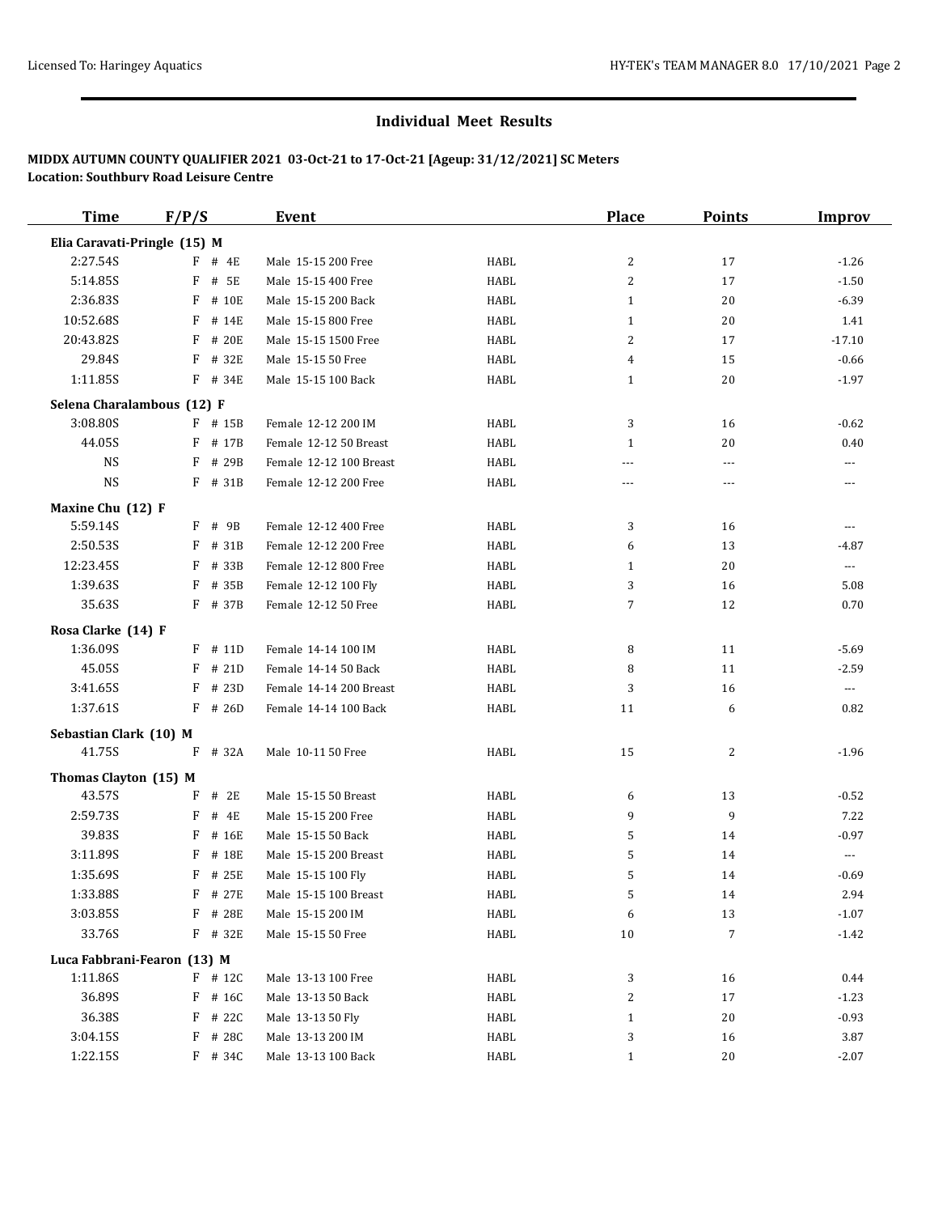## Individual Meet Results

**MIDDX AUTUMN COUNTY QUALIFIER 2021 03-Oct-21 to 17-Oct-21 [Ageup: 31/12/2021] SC Meters**
**Location: Southbury Road Leisure Centre**

| Time | F/P/S | Event | | Place | Points | Improv |
|---|---|---|---|---|---|---|
| **Elia Caravati-Pringle (15) M** | | | | | | |
| 2:27.54S | F # 4E | Male 15-15 200 Free | HABL | 2 | 17 | -1.26 |
| 5:14.85S | F # 5E | Male 15-15 400 Free | HABL | 2 | 17 | -1.50 |
| 2:36.83S | F # 10E | Male 15-15 200 Back | HABL | 1 | 20 | -6.39 |
| 10:52.68S | F # 14E | Male 15-15 800 Free | HABL | 1 | 20 | 1.41 |
| 20:43.82S | F # 20E | Male 15-15 1500 Free | HABL | 2 | 17 | -17.10 |
| 29.84S | F # 32E | Male 15-15 50 Free | HABL | 4 | 15 | -0.66 |
| 1:11.85S | F # 34E | Male 15-15 100 Back | HABL | 1 | 20 | -1.97 |
| **Selena Charalambous (12) F** | | | | | | |
| 3:08.80S | F # 15B | Female 12-12 200 IM | HABL | 3 | 16 | -0.62 |
| 44.05S | F # 17B | Female 12-12 50 Breast | HABL | 1 | 20 | 0.40 |
| NS | F # 29B | Female 12-12 100 Breast | HABL | --- | --- | --- |
| NS | F # 31B | Female 12-12 200 Free | HABL | --- | --- | --- |
| **Maxine Chu (12) F** | | | | | | |
| 5:59.14S | F # 9B | Female 12-12 400 Free | HABL | 3 | 16 | --- |
| 2:50.53S | F # 31B | Female 12-12 200 Free | HABL | 6 | 13 | -4.87 |
| 12:23.45S | F # 33B | Female 12-12 800 Free | HABL | 1 | 20 | --- |
| 1:39.63S | F # 35B | Female 12-12 100 Fly | HABL | 3 | 16 | 5.08 |
| 35.63S | F # 37B | Female 12-12 50 Free | HABL | 7 | 12 | 0.70 |
| **Rosa Clarke (14) F** | | | | | | |
| 1:36.09S | F # 11D | Female 14-14 100 IM | HABL | 8 | 11 | -5.69 |
| 45.05S | F # 21D | Female 14-14 50 Back | HABL | 8 | 11 | -2.59 |
| 3:41.65S | F # 23D | Female 14-14 200 Breast | HABL | 3 | 16 | --- |
| 1:37.61S | F # 26D | Female 14-14 100 Back | HABL | 11 | 6 | 0.82 |
| **Sebastian Clark (10) M** | | | | | | |
| 41.75S | F # 32A | Male 10-11 50 Free | HABL | 15 | 2 | -1.96 |
| **Thomas Clayton (15) M** | | | | | | |
| 43.57S | F # 2E | Male 15-15 50 Breast | HABL | 6 | 13 | -0.52 |
| 2:59.73S | F # 4E | Male 15-15 200 Free | HABL | 9 | 9 | 7.22 |
| 39.83S | F # 16E | Male 15-15 50 Back | HABL | 5 | 14 | -0.97 |
| 3:11.89S | F # 18E | Male 15-15 200 Breast | HABL | 5 | 14 | --- |
| 1:35.69S | F # 25E | Male 15-15 100 Fly | HABL | 5 | 14 | -0.69 |
| 1:33.88S | F # 27E | Male 15-15 100 Breast | HABL | 5 | 14 | 2.94 |
| 3:03.85S | F # 28E | Male 15-15 200 IM | HABL | 6 | 13 | -1.07 |
| 33.76S | F # 32E | Male 15-15 50 Free | HABL | 10 | 7 | -1.42 |
| **Luca Fabbrani-Fearon (13) M** | | | | | | |
| 1:11.86S | F # 12C | Male 13-13 100 Free | HABL | 3 | 16 | 0.44 |
| 36.89S | F # 16C | Male 13-13 50 Back | HABL | 2 | 17 | -1.23 |
| 36.38S | F # 22C | Male 13-13 50 Fly | HABL | 1 | 20 | -0.93 |
| 3:04.15S | F # 28C | Male 13-13 200 IM | HABL | 3 | 16 | 3.87 |
| 1:22.15S | F # 34C | Male 13-13 100 Back | HABL | 1 | 20 | -2.07 |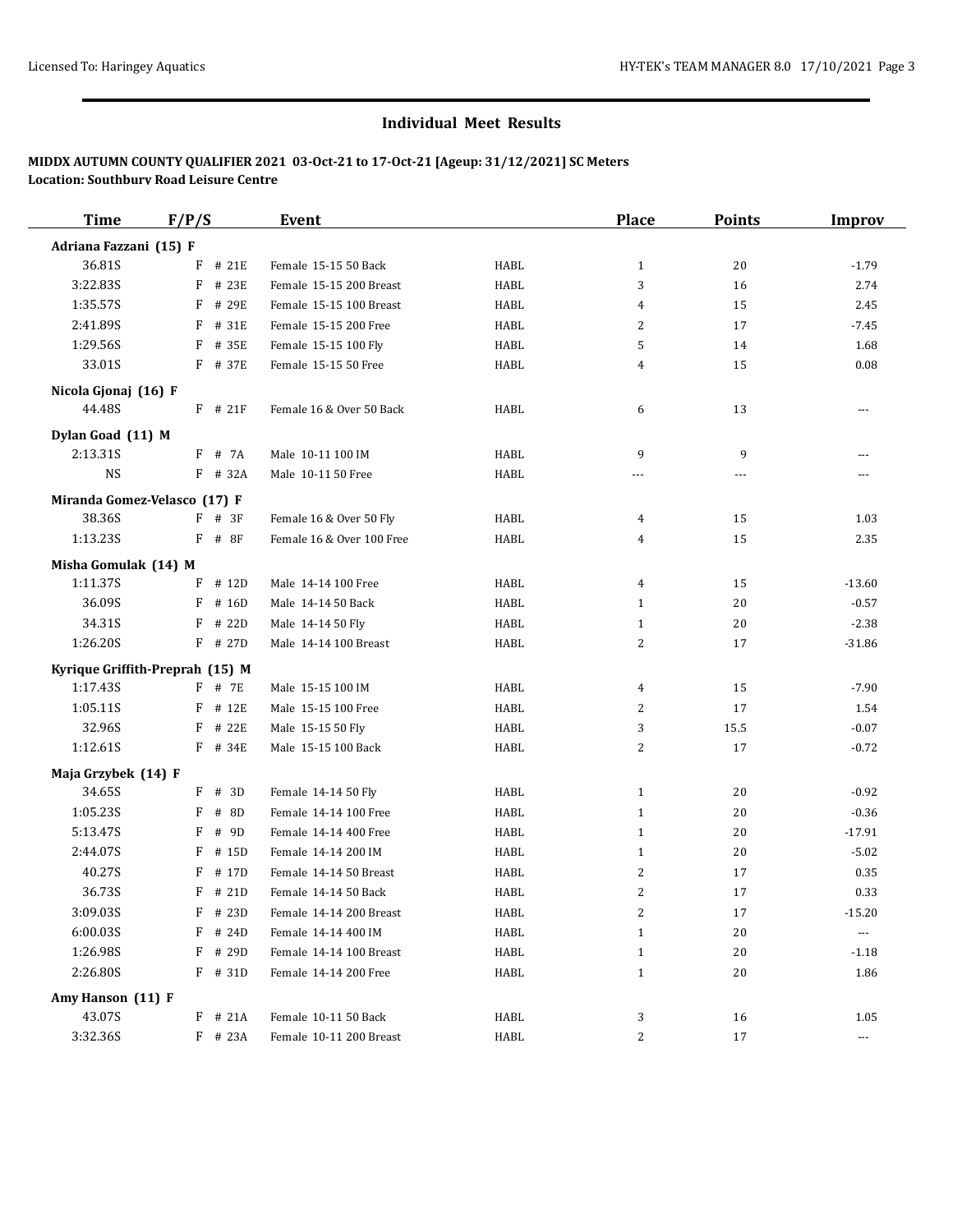# Individual Meet Results

**MIDDX AUTUMN COUNTY QUALIFIER 2021 03-Oct-21 to 17-Oct-21 [Ageup: 31/12/2021] SC Meters**
**Location: Southbury Road Leisure Centre**

| Time | F/P/S | Event | | Place | Points | Improv |
|---|---|---|---|---|---|---|
| **Adriana Fazzani (15) F** | | | | | | |
| 36.81S | F # 21E | Female 15-15 50 Back | HABL | 1 | 20 | -1.79 |
| 3:22.83S | F # 23E | Female 15-15 200 Breast | HABL | 3 | 16 | 2.74 |
| 1:35.57S | F # 29E | Female 15-15 100 Breast | HABL | 4 | 15 | 2.45 |
| 2:41.89S | F # 31E | Female 15-15 200 Free | HABL | 2 | 17 | -7.45 |
| 1:29.56S | F # 35E | Female 15-15 100 Fly | HABL | 5 | 14 | 1.68 |
| 33.01S | F # 37E | Female 15-15 50 Free | HABL | 4 | 15 | 0.08 |
| **Nicola Gjonaj (16) F** | | | | | | |
| 44.48S | F # 21F | Female 16 & Over 50 Back | HABL | 6 | 13 | --- |
| **Dylan Goad (11) M** | | | | | | |
| 2:13.31S | F # 7A | Male 10-11 100 IM | HABL | 9 | 9 | --- |
| NS | F # 32A | Male 10-11 50 Free | HABL | --- | --- | --- |
| **Miranda Gomez-Velasco (17) F** | | | | | | |
| 38.36S | F # 3F | Female 16 & Over 50 Fly | HABL | 4 | 15 | 1.03 |
| 1:13.23S | F # 8F | Female 16 & Over 100 Free | HABL | 4 | 15 | 2.35 |
| **Misha Gomulak (14) M** | | | | | | |
| 1:11.37S | F # 12D | Male 14-14 100 Free | HABL | 4 | 15 | -13.60 |
| 36.09S | F # 16D | Male 14-14 50 Back | HABL | 1 | 20 | -0.57 |
| 34.31S | F # 22D | Male 14-14 50 Fly | HABL | 1 | 20 | -2.38 |
| 1:26.20S | F # 27D | Male 14-14 100 Breast | HABL | 2 | 17 | -31.86 |
| **Kyrique Griffith-Preprah (15) M** | | | | | | |
| 1:17.43S | F # 7E | Male 15-15 100 IM | HABL | 4 | 15 | -7.90 |
| 1:05.11S | F # 12E | Male 15-15 100 Free | HABL | 2 | 17 | 1.54 |
| 32.96S | F # 22E | Male 15-15 50 Fly | HABL | 3 | 15.5 | -0.07 |
| 1:12.61S | F # 34E | Male 15-15 100 Back | HABL | 2 | 17 | -0.72 |
| **Maja Grzybek (14) F** | | | | | | |
| 34.65S | F # 3D | Female 14-14 50 Fly | HABL | 1 | 20 | -0.92 |
| 1:05.23S | F # 8D | Female 14-14 100 Free | HABL | 1 | 20 | -0.36 |
| 5:13.47S | F # 9D | Female 14-14 400 Free | HABL | 1 | 20 | -17.91 |
| 2:44.07S | F # 15D | Female 14-14 200 IM | HABL | 1 | 20 | -5.02 |
| 40.27S | F # 17D | Female 14-14 50 Breast | HABL | 2 | 17 | 0.35 |
| 36.73S | F # 21D | Female 14-14 50 Back | HABL | 2 | 17 | 0.33 |
| 3:09.03S | F # 23D | Female 14-14 200 Breast | HABL | 2 | 17 | -15.20 |
| 6:00.03S | F # 24D | Female 14-14 400 IM | HABL | 1 | 20 | --- |
| 1:26.98S | F # 29D | Female 14-14 100 Breast | HABL | 1 | 20 | -1.18 |
| 2:26.80S | F # 31D | Female 14-14 200 Free | HABL | 1 | 20 | 1.86 |
| **Amy Hanson (11) F** | | | | | | |
| 43.07S | F # 21A | Female 10-11 50 Back | HABL | 3 | 16 | 1.05 |
| 3:32.36S | F # 23A | Female 10-11 200 Breast | HABL | 2 | 17 | --- |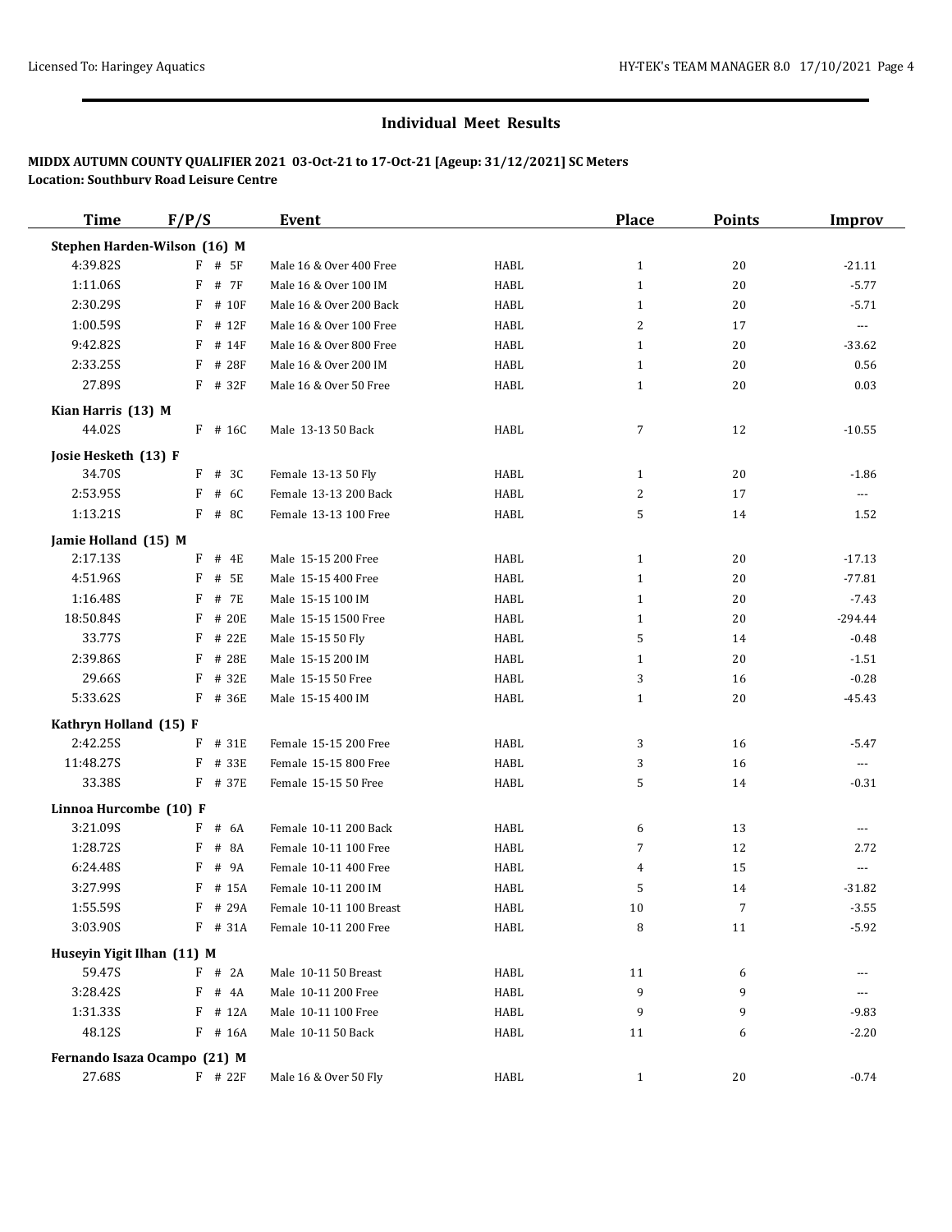## Individual Meet Results

**MIDDX AUTUMN COUNTY QUALIFIER 2021 03-Oct-21 to 17-Oct-21 [Ageup: 31/12/2021] SC Meters**
**Location: Southbury Road Leisure Centre**

| Time | F/P/S | Event | | Place | Points | Improv |
|---|---|---|---|---|---|---|
| **Stephen Harden-Wilson (16) M** | | | | | | |
| 4:39.82S | F # 5F | Male 16 & Over 400 Free | HABL | 1 | 20 | -21.11 |
| 1:11.06S | F # 7F | Male 16 & Over 100 IM | HABL | 1 | 20 | -5.77 |
| 2:30.29S | F # 10F | Male 16 & Over 200 Back | HABL | 1 | 20 | -5.71 |
| 1:00.59S | F # 12F | Male 16 & Over 100 Free | HABL | 2 | 17 | --- |
| 9:42.82S | F # 14F | Male 16 & Over 800 Free | HABL | 1 | 20 | -33.62 |
| 2:33.25S | F # 28F | Male 16 & Over 200 IM | HABL | 1 | 20 | 0.56 |
| 27.89S | F # 32F | Male 16 & Over 50 Free | HABL | 1 | 20 | 0.03 |
| **Kian Harris (13) M** | | | | | | |
| 44.02S | F # 16C | Male 13-13 50 Back | HABL | 7 | 12 | -10.55 |
| **Josie Hesketh (13) F** | | | | | | |
| 34.70S | F # 3C | Female 13-13 50 Fly | HABL | 1 | 20 | -1.86 |
| 2:53.95S | F # 6C | Female 13-13 200 Back | HABL | 2 | 17 | --- |
| 1:13.21S | F # 8C | Female 13-13 100 Free | HABL | 5 | 14 | 1.52 |
| **Jamie Holland (15) M** | | | | | | |
| 2:17.13S | F # 4E | Male 15-15 200 Free | HABL | 1 | 20 | -17.13 |
| 4:51.96S | F # 5E | Male 15-15 400 Free | HABL | 1 | 20 | -77.81 |
| 1:16.48S | F # 7E | Male 15-15 100 IM | HABL | 1 | 20 | -7.43 |
| 18:50.84S | F # 20E | Male 15-15 1500 Free | HABL | 1 | 20 | -294.44 |
| 33.77S | F # 22E | Male 15-15 50 Fly | HABL | 5 | 14 | -0.48 |
| 2:39.86S | F # 28E | Male 15-15 200 IM | HABL | 1 | 20 | -1.51 |
| 29.66S | F # 32E | Male 15-15 50 Free | HABL | 3 | 16 | -0.28 |
| 5:33.62S | F # 36E | Male 15-15 400 IM | HABL | 1 | 20 | -45.43 |
| **Kathryn Holland (15) F** | | | | | | |
| 2:42.25S | F # 31E | Female 15-15 200 Free | HABL | 3 | 16 | -5.47 |
| 11:48.27S | F # 33E | Female 15-15 800 Free | HABL | 3 | 16 | --- |
| 33.38S | F # 37E | Female 15-15 50 Free | HABL | 5 | 14 | -0.31 |
| **Linnoa Hurcombe (10) F** | | | | | | |
| 3:21.09S | F # 6A | Female 10-11 200 Back | HABL | 6 | 13 | --- |
| 1:28.72S | F # 8A | Female 10-11 100 Free | HABL | 7 | 12 | 2.72 |
| 6:24.48S | F # 9A | Female 10-11 400 Free | HABL | 4 | 15 | --- |
| 3:27.99S | F # 15A | Female 10-11 200 IM | HABL | 5 | 14 | -31.82 |
| 1:55.59S | F # 29A | Female 10-11 100 Breast | HABL | 10 | 7 | -3.55 |
| 3:03.90S | F # 31A | Female 10-11 200 Free | HABL | 8 | 11 | -5.92 |
| **Huseyin Yigit Ilhan (11) M** | | | | | | |
| 59.47S | F # 2A | Male 10-11 50 Breast | HABL | 11 | 6 | --- |
| 3:28.42S | F # 4A | Male 10-11 200 Free | HABL | 9 | 9 | --- |
| 1:31.33S | F # 12A | Male 10-11 100 Free | HABL | 9 | 9 | -9.83 |
| 48.12S | F # 16A | Male 10-11 50 Back | HABL | 11 | 6 | -2.20 |
| **Fernando Isaza Ocampo (21) M** | | | | | | |
| 27.68S | F # 22F | Male 16 & Over 50 Fly | HABL | 1 | 20 | -0.74 |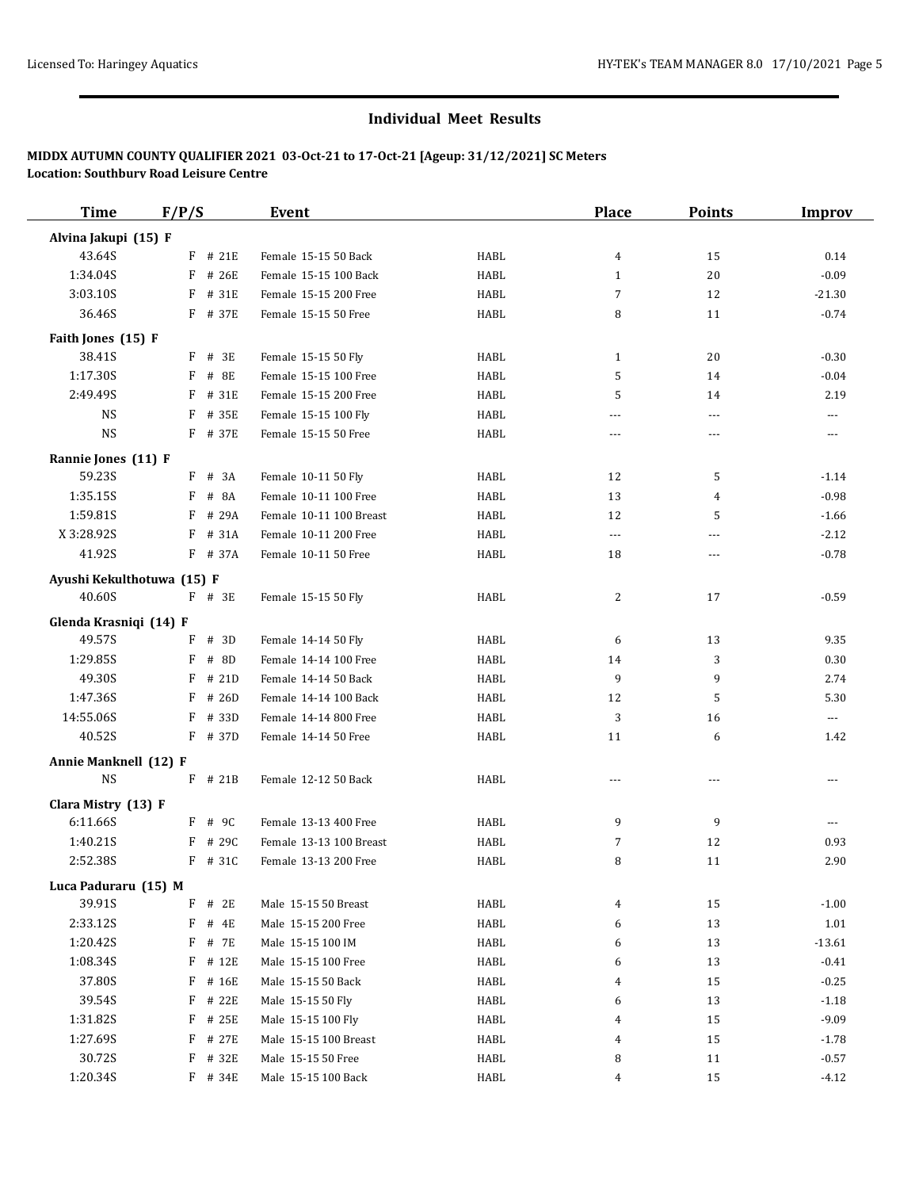## Individual Meet Results

**MIDDX AUTUMN COUNTY QUALIFIER 2021 03-Oct-21 to 17-Oct-21 [Ageup: 31/12/2021] SC Meters**
**Location: Southbury Road Leisure Centre**

| Time | F/P/S | Event | | Place | Points | Improv |
|---|---|---|---|---|---|---|
| **Alvina Jakupi (15) F** | | | | | | |
| 43.64S | F # 21E | Female 15-15 50 Back | HABL | 4 | 15 | 0.14 |
| 1:34.04S | F # 26E | Female 15-15 100 Back | HABL | 1 | 20 | -0.09 |
| 3:03.10S | F # 31E | Female 15-15 200 Free | HABL | 7 | 12 | -21.30 |
| 36.46S | F # 37E | Female 15-15 50 Free | HABL | 8 | 11 | -0.74 |
| **Faith Jones (15) F** | | | | | | |
| 38.41S | F # 3E | Female 15-15 50 Fly | HABL | 1 | 20 | -0.30 |
| 1:17.30S | F # 8E | Female 15-15 100 Free | HABL | 5 | 14 | -0.04 |
| 2:49.49S | F # 31E | Female 15-15 200 Free | HABL | 5 | 14 | 2.19 |
| NS | F # 35E | Female 15-15 100 Fly | HABL | --- | --- | --- |
| NS | F # 37E | Female 15-15 50 Free | HABL | --- | --- | --- |
| **Rannie Jones (11) F** | | | | | | |
| 59.23S | F # 3A | Female 10-11 50 Fly | HABL | 12 | 5 | -1.14 |
| 1:35.15S | F # 8A | Female 10-11 100 Free | HABL | 13 | 4 | -0.98 |
| 1:59.81S | F # 29A | Female 10-11 100 Breast | HABL | 12 | 5 | -1.66 |
| X 3:28.92S | F # 31A | Female 10-11 200 Free | HABL | --- | --- | -2.12 |
| 41.92S | F # 37A | Female 10-11 50 Free | HABL | 18 | --- | -0.78 |
| **Ayushi Kekulthotuwa (15) F** | | | | | | |
| 40.60S | F # 3E | Female 15-15 50 Fly | HABL | 2 | 17 | -0.59 |
| **Glenda Krasniqi (14) F** | | | | | | |
| 49.57S | F # 3D | Female 14-14 50 Fly | HABL | 6 | 13 | 9.35 |
| 1:29.85S | F # 8D | Female 14-14 100 Free | HABL | 14 | 3 | 0.30 |
| 49.30S | F # 21D | Female 14-14 50 Back | HABL | 9 | 9 | 2.74 |
| 1:47.36S | F # 26D | Female 14-14 100 Back | HABL | 12 | 5 | 5.30 |
| 14:55.06S | F # 33D | Female 14-14 800 Free | HABL | 3 | 16 | --- |
| 40.52S | F # 37D | Female 14-14 50 Free | HABL | 11 | 6 | 1.42 |
| **Annie Manknell (12) F** | | | | | | |
| NS | F # 21B | Female 12-12 50 Back | HABL | --- | --- | --- |
| **Clara Mistry (13) F** | | | | | | |
| 6:11.66S | F # 9C | Female 13-13 400 Free | HABL | 9 | 9 | --- |
| 1:40.21S | F # 29C | Female 13-13 100 Breast | HABL | 7 | 12 | 0.93 |
| 2:52.38S | F # 31C | Female 13-13 200 Free | HABL | 8 | 11 | 2.90 |
| **Luca Paduraru (15) M** | | | | | | |
| 39.91S | F # 2E | Male 15-15 50 Breast | HABL | 4 | 15 | -1.00 |
| 2:33.12S | F # 4E | Male 15-15 200 Free | HABL | 6 | 13 | 1.01 |
| 1:20.42S | F # 7E | Male 15-15 100 IM | HABL | 6 | 13 | -13.61 |
| 1:08.34S | F # 12E | Male 15-15 100 Free | HABL | 6 | 13 | -0.41 |
| 37.80S | F # 16E | Male 15-15 50 Back | HABL | 4 | 15 | -0.25 |
| 39.54S | F # 22E | Male 15-15 50 Fly | HABL | 6 | 13 | -1.18 |
| 1:31.82S | F # 25E | Male 15-15 100 Fly | HABL | 4 | 15 | -9.09 |
| 1:27.69S | F # 27E | Male 15-15 100 Breast | HABL | 4 | 15 | -1.78 |
| 30.72S | F # 32E | Male 15-15 50 Free | HABL | 8 | 11 | -0.57 |
| 1:20.34S | F # 34E | Male 15-15 100 Back | HABL | 4 | 15 | -4.12 |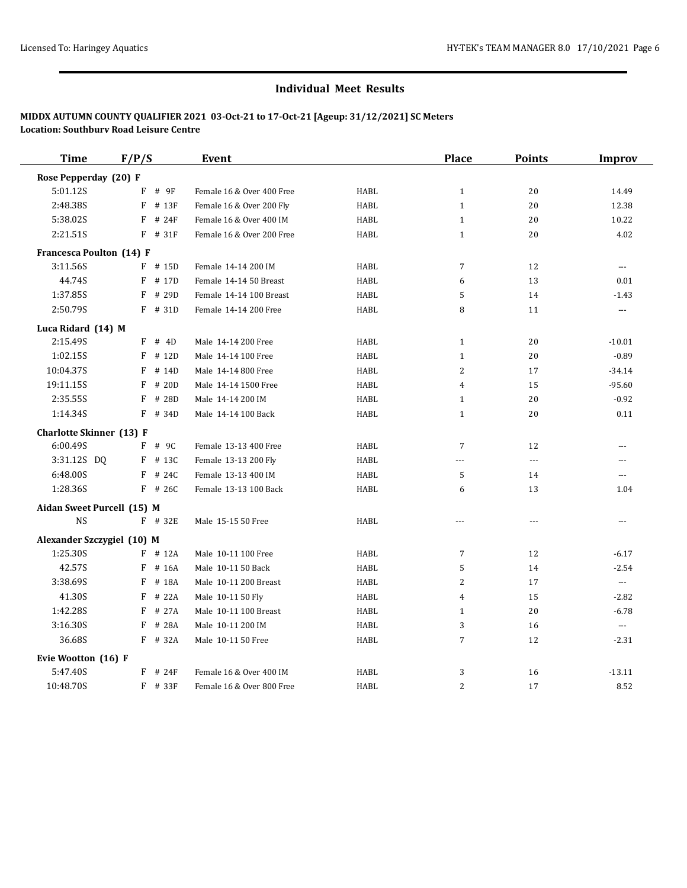## Individual Meet Results

**MIDDX AUTUMN COUNTY QUALIFIER 2021 03-Oct-21 to 17-Oct-21 [Ageup: 31/12/2021] SC Meters**
**Location: Southbury Road Leisure Centre**

| Time | F/P/S | Event | | Place | Points | Improv |
|---|---|---|---|---|---|---|
| **Rose Pepperday (20) F** | | | | | | |
| 5:01.12S | F # 9F | Female 16 & Over 400 Free | HABL | 1 | 20 | 14.49 |
| 2:48.38S | F # 13F | Female 16 & Over 200 Fly | HABL | 1 | 20 | 12.38 |
| 5:38.02S | F # 24F | Female 16 & Over 400 IM | HABL | 1 | 20 | 10.22 |
| 2:21.51S | F # 31F | Female 16 & Over 200 Free | HABL | 1 | 20 | 4.02 |
| **Francesca Poulton (14) F** | | | | | | |
| 3:11.56S | F # 15D | Female 14-14 200 IM | HABL | 7 | 12 | --- |
| 44.74S | F # 17D | Female 14-14 50 Breast | HABL | 6 | 13 | 0.01 |
| 1:37.85S | F # 29D | Female 14-14 100 Breast | HABL | 5 | 14 | -1.43 |
| 2:50.79S | F # 31D | Female 14-14 200 Free | HABL | 8 | 11 | --- |
| **Luca Ridard (14) M** | | | | | | |
| 2:15.49S | F # 4D | Male 14-14 200 Free | HABL | 1 | 20 | -10.01 |
| 1:02.15S | F # 12D | Male 14-14 100 Free | HABL | 1 | 20 | -0.89 |
| 10:04.37S | F # 14D | Male 14-14 800 Free | HABL | 2 | 17 | -34.14 |
| 19:11.15S | F # 20D | Male 14-14 1500 Free | HABL | 4 | 15 | -95.60 |
| 2:35.55S | F # 28D | Male 14-14 200 IM | HABL | 1 | 20 | -0.92 |
| 1:14.34S | F # 34D | Male 14-14 100 Back | HABL | 1 | 20 | 0.11 |
| **Charlotte Skinner (13) F** | | | | | | |
| 6:00.49S | F # 9C | Female 13-13 400 Free | HABL | 7 | 12 | --- |
| 3:31.12S DQ | F # 13C | Female 13-13 200 Fly | HABL | --- | --- | --- |
| 6:48.00S | F # 24C | Female 13-13 400 IM | HABL | 5 | 14 | --- |
| 1:28.36S | F # 26C | Female 13-13 100 Back | HABL | 6 | 13 | 1.04 |
| **Aidan Sweet Purcell (15) M** | | | | | | |
| NS | F # 32E | Male 15-15 50 Free | HABL | --- | --- | --- |
| **Alexander Szczygiel (10) M** | | | | | | |
| 1:25.30S | F # 12A | Male 10-11 100 Free | HABL | 7 | 12 | -6.17 |
| 42.57S | F # 16A | Male 10-11 50 Back | HABL | 5 | 14 | -2.54 |
| 3:38.69S | F # 18A | Male 10-11 200 Breast | HABL | 2 | 17 | --- |
| 41.30S | F # 22A | Male 10-11 50 Fly | HABL | 4 | 15 | -2.82 |
| 1:42.28S | F # 27A | Male 10-11 100 Breast | HABL | 1 | 20 | -6.78 |
| 3:16.30S | F # 28A | Male 10-11 200 IM | HABL | 3 | 16 | --- |
| 36.68S | F # 32A | Male 10-11 50 Free | HABL | 7 | 12 | -2.31 |
| **Evie Wootton (16) F** | | | | | | |
| 5:47.40S | F # 24F | Female 16 & Over 400 IM | HABL | 3 | 16 | -13.11 |
| 10:48.70S | F # 33F | Female 16 & Over 800 Free | HABL | 2 | 17 | 8.52 |